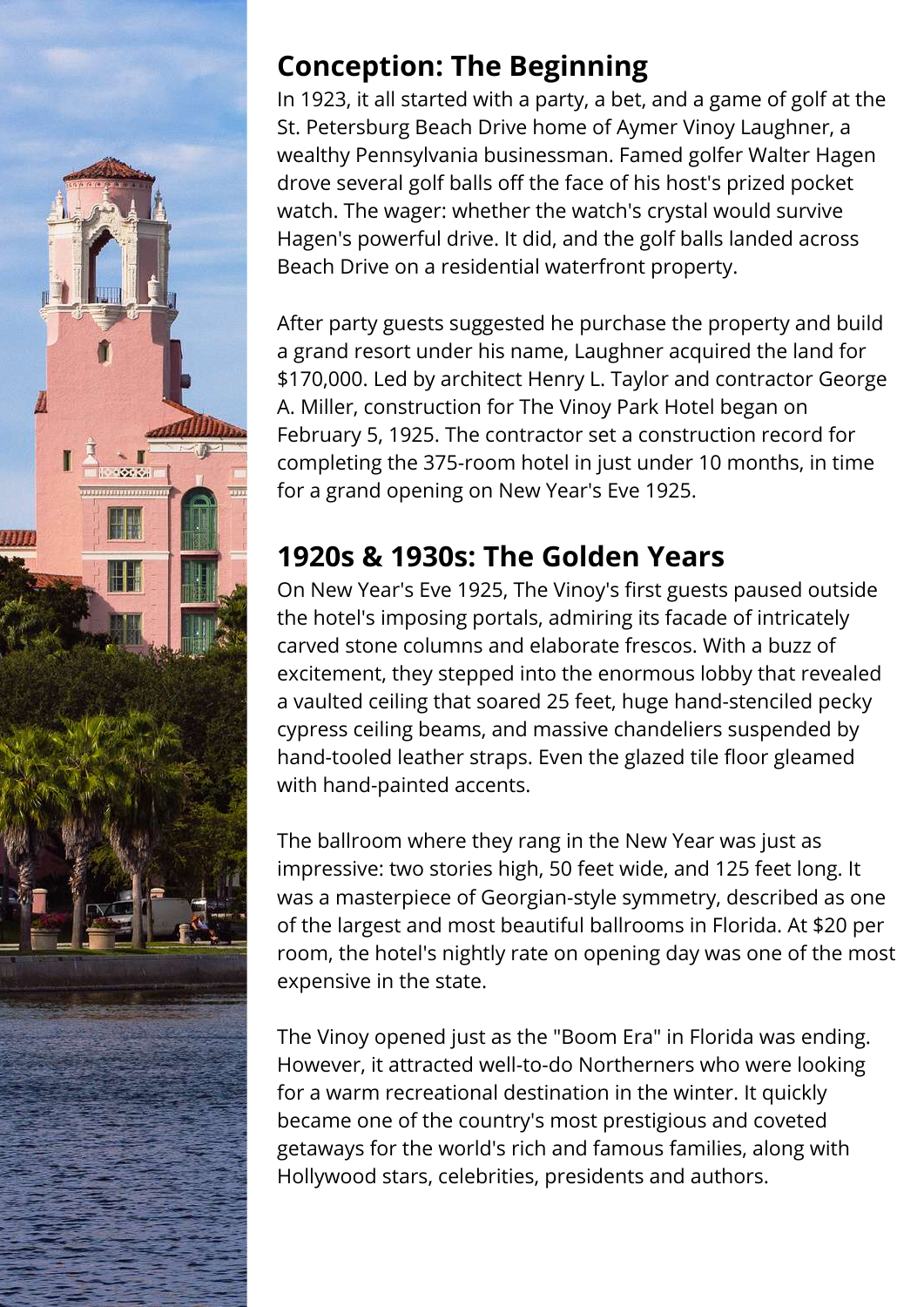## Conception: The Beginning

In 1923, it all started with a party, a bet, and a game of golf at the St. Petersburg Beach Drive home of Aymer Vinoy Laughner, a wealthy Pennsylvania businessman. Famed golfer Walter Hagen drove several golf balls off the face of his host's prized pocket watch. The wager: whether the watch's crystal would survive Hagen's powerful drive. It did, and the golf balls landed across Beach Drive on a residential waterfront property.

After party guests suggested he purchase the property and build a grand resort under his name, Laughner acquired the land for $170,000. Led by architect Henry L. Taylor and contractor George A. Miller, construction for The Vinoy Park Hotel began on February 5, 1925. The contractor set a construction record for completing the 375-room hotel in just under 10 months, in time for a grand opening on New Year's Eve 1925.

## 1920s & 1930s: The Golden Years

On New Year's Eve 1925, The Vinoy's first guests paused outside the hotel's imposing portals, admiring its facade of intricately carved stone columns and elaborate frescos. With a buzz of excitement, they stepped into the enormous lobby that revealed a vaulted ceiling that soared 25 feet, huge hand-stenciled pecky cypress ceiling beams, and massive chandeliers suspended by hand-tooled leather straps. Even the glazed tile floor gleamed with hand-painted accents.

The ballroom where they rang in the New Year was just as impressive: two stories high, 50 feet wide, and 125 feet long. It was a masterpiece of Georgian-style symmetry, described as one of the largest and most beautiful ballrooms in Florida. At $20 per room, the hotel's nightly rate on opening day was one of the most expensive in the state.

The Vinoy opened just as the "Boom Era" in Florida was ending. However, it attracted well-to-do Northerners who were looking for a warm recreational destination in the winter. It quickly became one of the country's most prestigious and coveted getaways for the world's rich and famous families, along with Hollywood stars, celebrities, presidents and authors.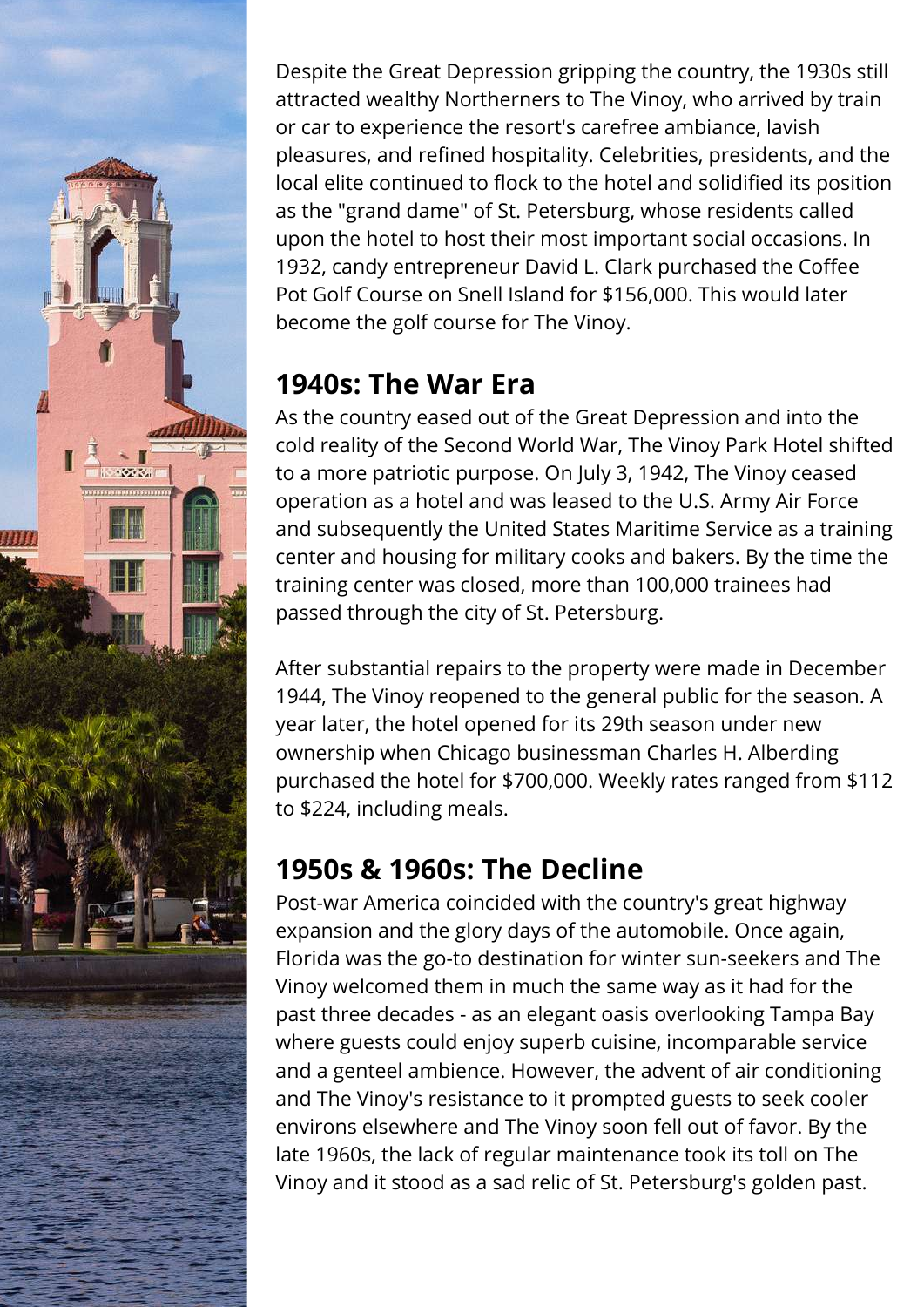Despite the Great Depression gripping the country, the 1930s still attracted wealthy Northerners to The Vinoy, who arrived by train or car to experience the resort's carefree ambiance, lavish pleasures, and refined hospitality. Celebrities, presidents, and the local elite continued to flock to the hotel and solidified its position as the "grand dame" of St. Petersburg, whose residents called upon the hotel to host their most important social occasions. In 1932, candy entrepreneur David L. Clark purchased the Coffee Pot Golf Course on Snell Island for $156,000. This would later become the golf course for The Vinoy.

## 1940s: The War Era

As the country eased out of the Great Depression and into the cold reality of the Second World War, The Vinoy Park Hotel shifted to a more patriotic purpose. On July 3, 1942, The Vinoy ceased operation as a hotel and was leased to the U.S. Army Air Force and subsequently the United States Maritime Service as a training center and housing for military cooks and bakers. By the time the training center was closed, more than 100,000 trainees had passed through the city of St. Petersburg.

After substantial repairs to the property were made in December 1944, The Vinoy reopened to the general public for the season. A year later, the hotel opened for its 29th season under new ownership when Chicago businessman Charles H. Alberding purchased the hotel for $700,000. Weekly rates ranged from $112 to $224, including meals.

## 1950s & 1960s: The Decline

Post-war America coincided with the country's great highway expansion and the glory days of the automobile. Once again, Florida was the go-to destination for winter sun-seekers and The Vinoy welcomed them in much the same way as it had for the past three decades - as an elegant oasis overlooking Tampa Bay where guests could enjoy superb cuisine, incomparable service and a genteel ambience. However, the advent of air conditioning and The Vinoy's resistance to it prompted guests to seek cooler environs elsewhere and The Vinoy soon fell out of favor. By the late 1960s, the lack of regular maintenance took its toll on The Vinoy and it stood as a sad relic of St. Petersburg's golden past.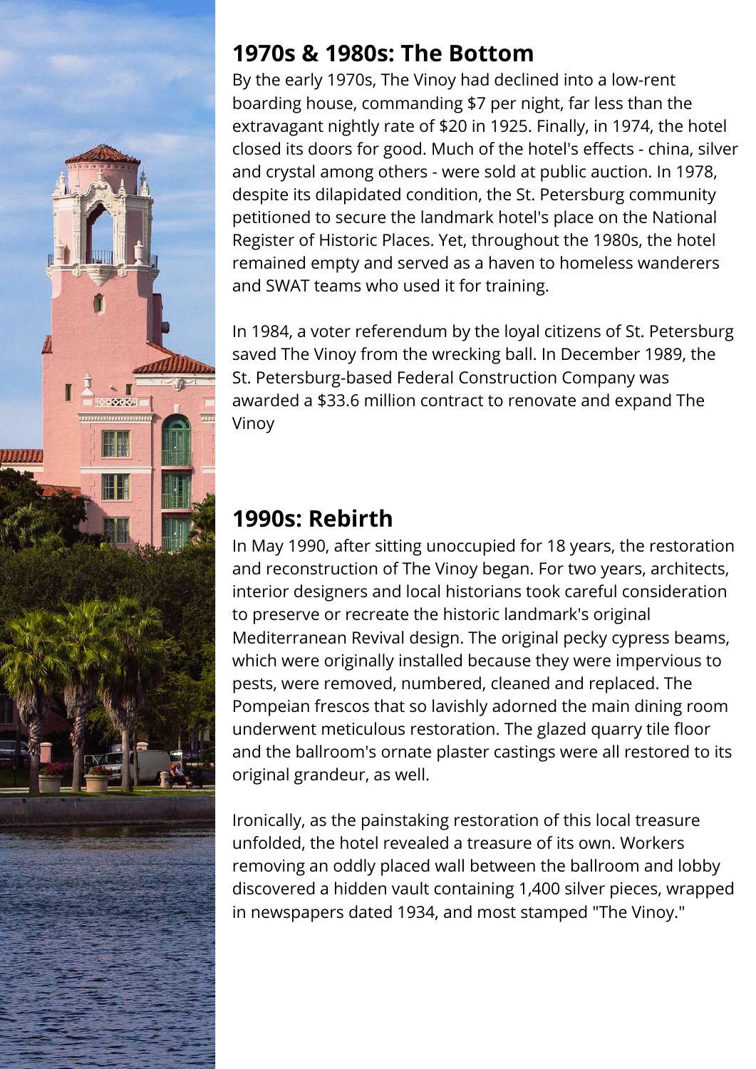## 1970s & 1980s: The Bottom

By the early 1970s, The Vinoy had declined into a low-rent boarding house, commanding $7 per night, far less than the extravagant nightly rate of $20 in 1925. Finally, in 1974, the hotel closed its doors for good. Much of the hotel's effects - china, silver and crystal among others - were sold at public auction. In 1978, despite its dilapidated condition, the St. Petersburg community petitioned to secure the landmark hotel's place on the National Register of Historic Places. Yet, throughout the 1980s, the hotel remained empty and served as a haven to homeless wanderers and SWAT teams who used it for training.

In 1984, a voter referendum by the loyal citizens of St. Petersburg saved The Vinoy from the wrecking ball. In December 1989, the St. Petersburg-based Federal Construction Company was awarded a $33.6 million contract to renovate and expand The Vinoy

## 1990s: Rebirth

In May 1990, after sitting unoccupied for 18 years, the restoration and reconstruction of The Vinoy began. For two years, architects, interior designers and local historians took careful consideration to preserve or recreate the historic landmark's original Mediterranean Revival design. The original pecky cypress beams, which were originally installed because they were impervious to pests, were removed, numbered, cleaned and replaced. The Pompeian frescos that so lavishly adorned the main dining room underwent meticulous restoration. The glazed quarry tile floor and the ballroom's ornate plaster castings were all restored to its original grandeur, as well.

Ironically, as the painstaking restoration of this local treasure unfolded, the hotel revealed a treasure of its own. Workers removing an oddly placed wall between the ballroom and lobby discovered a hidden vault containing 1,400 silver pieces, wrapped in newspapers dated 1934, and most stamped "The Vinoy."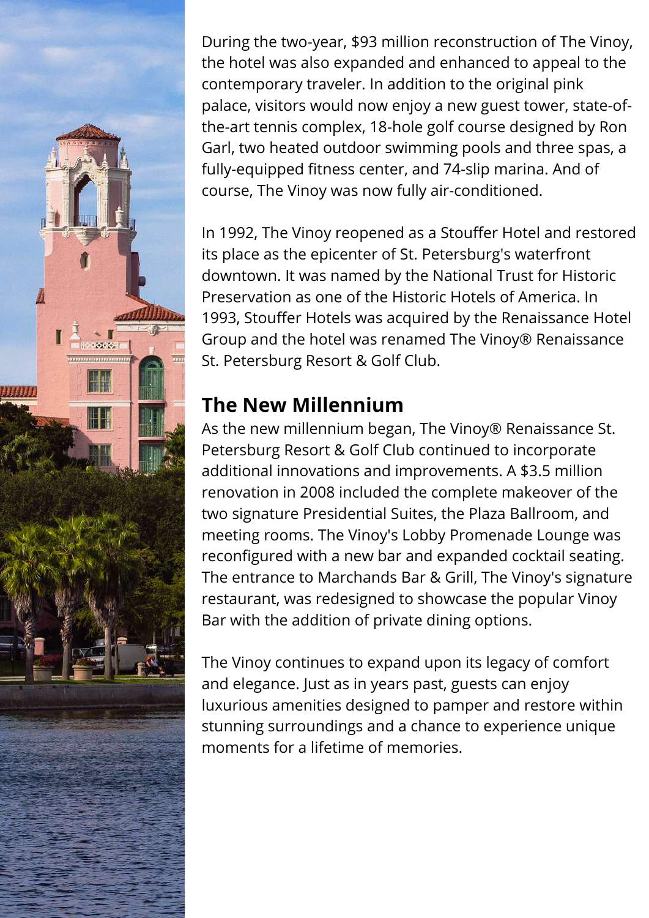During the two-year, $93 million reconstruction of The Vinoy, the hotel was also expanded and enhanced to appeal to the contemporary traveler. In addition to the original pink palace, visitors would now enjoy a new guest tower, state-of-the-art tennis complex, 18-hole golf course designed by Ron Garl, two heated outdoor swimming pools and three spas, a fully-equipped fitness center, and 74-slip marina. And of course, The Vinoy was now fully air-conditioned.

In 1992, The Vinoy reopened as a Stouffer Hotel and restored its place as the epicenter of St. Petersburg's waterfront downtown. It was named by the National Trust for Historic Preservation as one of the Historic Hotels of America. In 1993, Stouffer Hotels was acquired by the Renaissance Hotel Group and the hotel was renamed The Vinoy® Renaissance St. Petersburg Resort & Golf Club.

## The New Millennium

As the new millennium began, The Vinoy® Renaissance St. Petersburg Resort & Golf Club continued to incorporate additional innovations and improvements. A $3.5 million renovation in 2008 included the complete makeover of the two signature Presidential Suites, the Plaza Ballroom, and meeting rooms. The Vinoy's Lobby Promenade Lounge was reconfigured with a new bar and expanded cocktail seating. The entrance to Marchands Bar & Grill, The Vinoy's signature restaurant, was redesigned to showcase the popular Vinoy Bar with the addition of private dining options.

The Vinoy continues to expand upon its legacy of comfort and elegance. Just as in years past, guests can enjoy luxurious amenities designed to pamper and restore within stunning surroundings and a chance to experience unique moments for a lifetime of memories.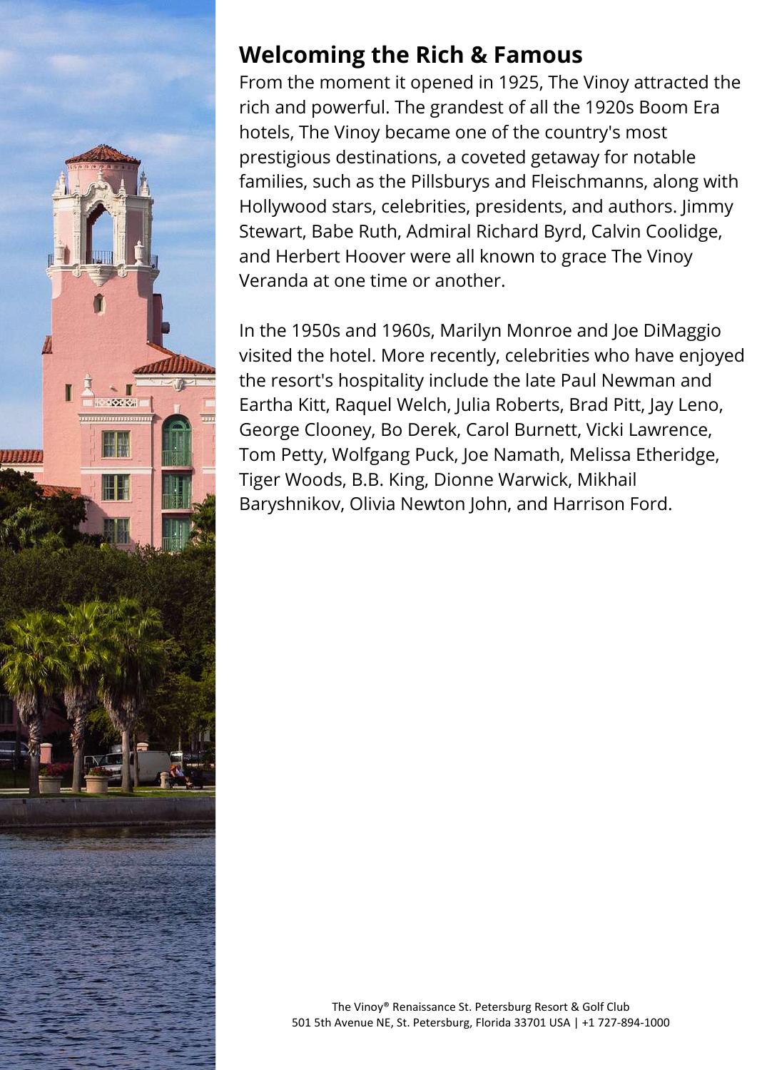## Welcoming the Rich & Famous

From the moment it opened in 1925, The Vinoy attracted the rich and powerful. The grandest of all the 1920s Boom Era hotels, The Vinoy became one of the country's most prestigious destinations, a coveted getaway for notable families, such as the Pillsburys and Fleischmanns, along with Hollywood stars, celebrities, presidents, and authors. Jimmy Stewart, Babe Ruth, Admiral Richard Byrd, Calvin Coolidge, and Herbert Hoover were all known to grace The Vinoy Veranda at one time or another.

In the 1950s and 1960s, Marilyn Monroe and Joe DiMaggio visited the hotel. More recently, celebrities who have enjoyed the resort's hospitality include the late Paul Newman and Eartha Kitt, Raquel Welch, Julia Roberts, Brad Pitt, Jay Leno, George Clooney, Bo Derek, Carol Burnett, Vicki Lawrence, Tom Petty, Wolfgang Puck, Joe Namath, Melissa Etheridge, Tiger Woods, B.B. King, Dionne Warwick, Mikhail Baryshnikov, Olivia Newton John, and Harrison Ford.